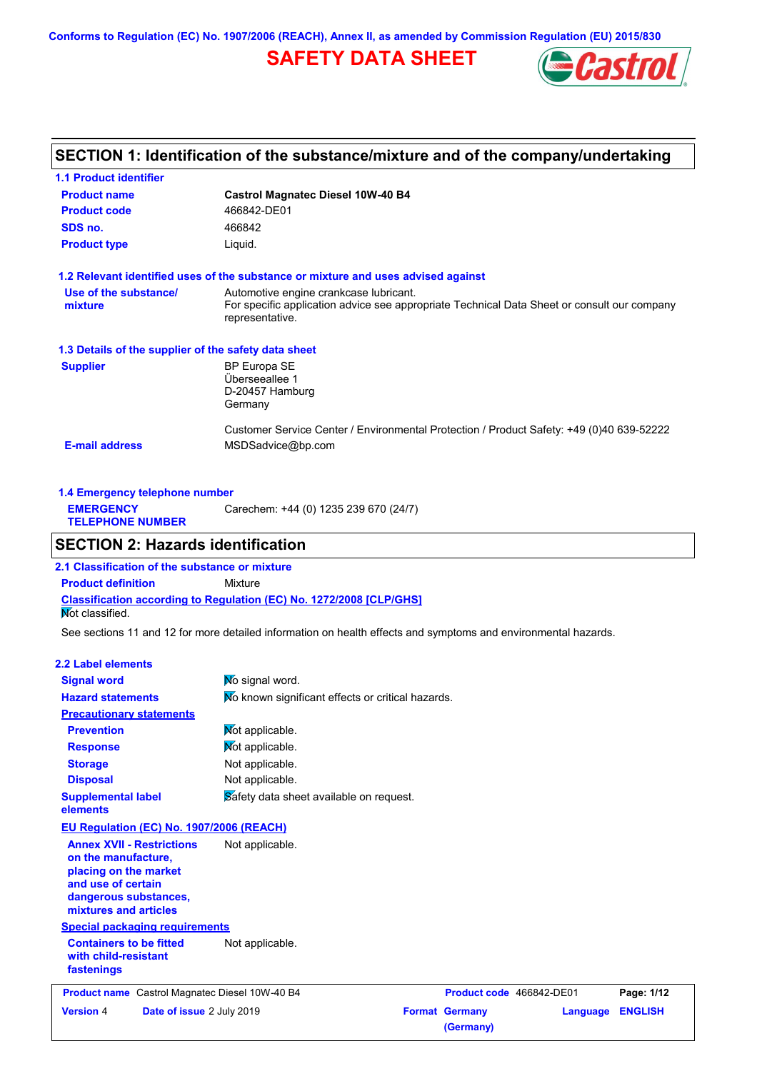Conforms to Regulation (EC) No. 1907/2006 (REACH), Annex II, as amended by Commission Regulation (EU) 2015/830

# SAFETY DATA SHEET

## SECTION 1: Identification of the substance/mixture and of the company/undertaking

### 1.1 Product identifier

| | |
|---|---|
| **Product name** | **Castrol Magnatec Diesel 10W-40 B4** |
| **Product code** | 466842-DE01 |
| **SDS no.** | 466842 |
| **Product type** | Liquid. |

### 1.2 Relevant identified uses of the substance or mixture and uses advised against

| | |
|---|---|
| **Use of the substance/ mixture** | Automotive engine crankcase lubricant. For specific application advice see appropriate Technical Data Sheet or consult our company representative. |

### 1.3 Details of the supplier of the safety data sheet

| | |
|---|---|
| **Supplier** | BP Europa SE<br>Überseeallee 1<br>D-20457 Hamburg<br>Germany<br><br>Customer Service Center / Environmental Protection / Product Safety: +49 (0)40 639-52222 |
| **E-mail address** | MSDSadvice@bp.com |

### 1.4 Emergency telephone number

| | |
|---|---|
| **EMERGENCY TELEPHONE NUMBER** | Carechem: +44 (0) 1235 239 670 (24/7) |

## SECTION 2: Hazards identification

### 2.1 Classification of the substance or mixture

**Product definition** Mixture

**Classification according to Regulation (EC) No. 1272/2008 [CLP/GHS]**

Not classified.

See sections 11 and 12 for more detailed information on health effects and symptoms and environmental hazards.

### 2.2 Label elements

| | |
|---|---|
| **Signal word** | No signal word. |
| **Hazard statements** | No known significant effects or critical hazards. |
| **Precautionary statements** | |
| **Prevention** | Not applicable. |
| **Response** | Not applicable. |
| **Storage** | Not applicable. |
| **Disposal** | Not applicable. |
| **Supplemental label elements** | Safety data sheet available on request. |

**EU Regulation (EC) No. 1907/2006 (REACH)**

| | |
|---|---|
| **Annex XVII - Restrictions on the manufacture, placing on the market and use of certain dangerous substances, mixtures and articles** | Not applicable. |

**Special packaging requirements**

| | |
|---|---|
| **Containers to be fitted with child-resistant fastenings** | Not applicable. |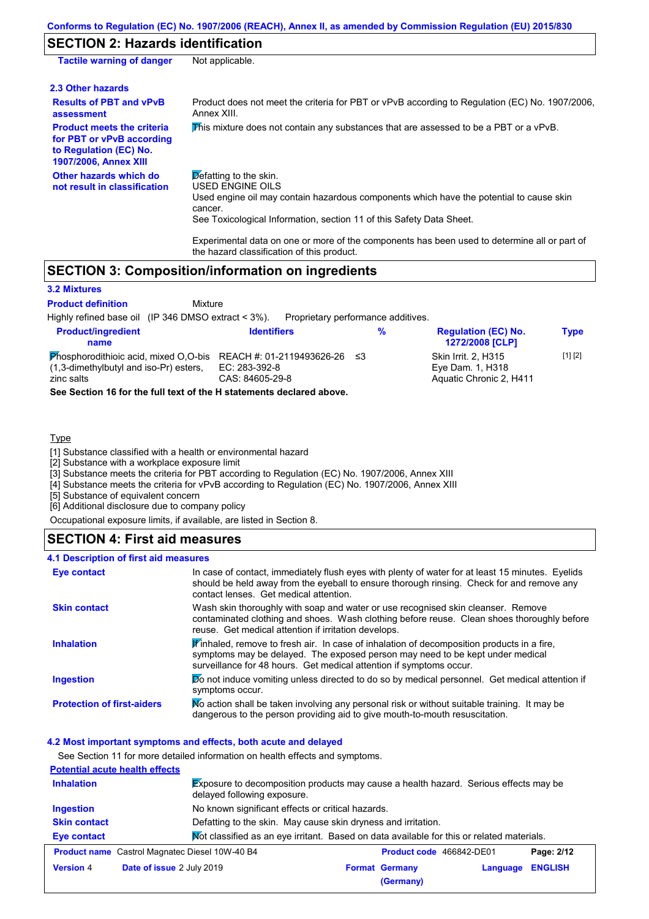## SECTION 2: Hazards identification

**Tactile warning of danger** Not applicable.

### 2.3 Other hazards

**Results of PBT and vPvB assessment**: Product does not meet the criteria for PBT or vPvB according to Regulation (EC) No. 1907/2006, Annex XIII.

**Product meets the criteria for PBT or vPvB according to Regulation (EC) No. 1907/2006, Annex XIII**: This mixture does not contain any substances that are assessed to be a PBT or a vPvB.

**Other hazards which do not result in classification**: Defatting to the skin.
USED ENGINE OILS
Used engine oil may contain hazardous components which have the potential to cause skin cancer.
See Toxicological Information, section 11 of this Safety Data Sheet.

Experimental data on one or more of the components has been used to determine all or part of the hazard classification of this product.

## SECTION 3: Composition/information on ingredients

### 3.2 Mixtures

**Product definition** Mixture

Highly refined base oil (IP 346 DMSO extract < 3%). Proprietary performance additives.

| Product/ingredient name | Identifiers | % | Regulation (EC) No. 1272/2008 [CLP] | Type |
|---|---|---|---|---|
| Phosphorodithioic acid, mixed O,O-bis (1,3-dimethylbutyl and iso-Pr) esters, zinc salts | REACH #: 01-2119493626-26<br>EC: 283-392-8<br>CAS: 84605-29-8 | ≤3 | Skin Irrit. 2, H315<br>Eye Dam. 1, H318<br>Aquatic Chronic 2, H411 | [1] [2] |

**See Section 16 for the full text of the H statements declared above.**

Type

[1] Substance classified with a health or environmental hazard
[2] Substance with a workplace exposure limit
[3] Substance meets the criteria for PBT according to Regulation (EC) No. 1907/2006, Annex XIII
[4] Substance meets the criteria for vPvB according to Regulation (EC) No. 1907/2006, Annex XIII
[5] Substance of equivalent concern
[6] Additional disclosure due to company policy

Occupational exposure limits, if available, are listed in Section 8.

## SECTION 4: First aid measures

### 4.1 Description of first aid measures

**Eye contact**: In case of contact, immediately flush eyes with plenty of water for at least 15 minutes. Eyelids should be held away from the eyeball to ensure thorough rinsing. Check for and remove any contact lenses. Get medical attention.

**Skin contact**: Wash skin thoroughly with soap and water or use recognised skin cleanser. Remove contaminated clothing and shoes. Wash clothing before reuse. Clean shoes thoroughly before reuse. Get medical attention if irritation develops.

**Inhalation**: If inhaled, remove to fresh air. In case of inhalation of decomposition products in a fire, symptoms may be delayed. The exposed person may need to be kept under medical surveillance for 48 hours. Get medical attention if symptoms occur.

**Ingestion**: Do not induce vomiting unless directed to do so by medical personnel. Get medical attention if symptoms occur.

**Protection of first-aiders**: No action shall be taken involving any personal risk or without suitable training. It may be dangerous to the person providing aid to give mouth-to-mouth resuscitation.

### 4.2 Most important symptoms and effects, both acute and delayed

See Section 11 for more detailed information on health effects and symptoms.

**Potential acute health effects**

**Inhalation**: Exposure to decomposition products may cause a health hazard. Serious effects may be delayed following exposure.

**Ingestion**: No known significant effects or critical hazards.

**Skin contact**: Defatting to the skin. May cause skin dryness and irritation.

**Eye contact**: Not classified as an eye irritant. Based on data available for this or related materials.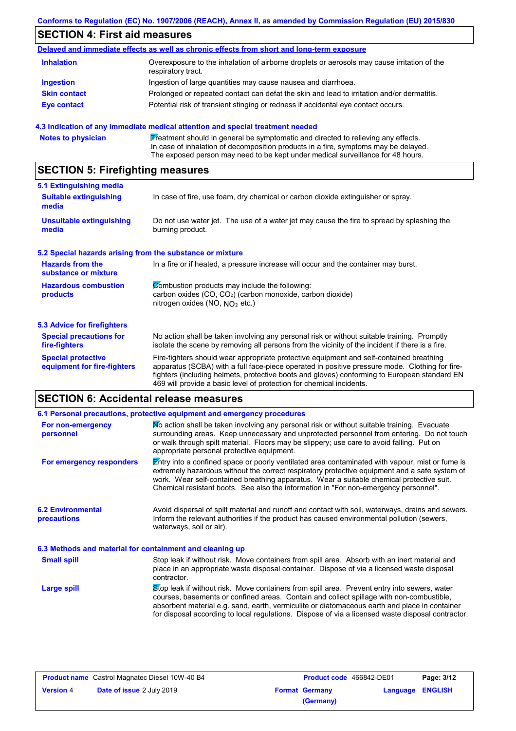## SECTION 4: First aid measures

**Delayed and immediate effects as well as chronic effects from short and long-term exposure**

| | |
|---|---|
| **Inhalation** | Overexposure to the inhalation of airborne droplets or aerosols may cause irritation of the respiratory tract. |
| **Ingestion** | Ingestion of large quantities may cause nausea and diarrhoea. |
| **Skin contact** | Prolonged or repeated contact can defat the skin and lead to irritation and/or dermatitis. |
| **Eye contact** | Potential risk of transient stinging or redness if accidental eye contact occurs. |

### 4.3 Indication of any immediate medical attention and special treatment needed

| | |
|---|---|
| **Notes to physician** | Treatment should in general be symptomatic and directed to relieving any effects. In case of inhalation of decomposition products in a fire, symptoms may be delayed. The exposed person may need to be kept under medical surveillance for 48 hours. |

## SECTION 5: Firefighting measures

### 5.1 Extinguishing media

| | |
|---|---|
| **Suitable extinguishing media** | In case of fire, use foam, dry chemical or carbon dioxide extinguisher or spray. |
| **Unsuitable extinguishing media** | Do not use water jet. The use of a water jet may cause the fire to spread by splashing the burning product. |

### 5.2 Special hazards arising from the substance or mixture

| | |
|---|---|
| **Hazards from the substance or mixture** | In a fire or if heated, a pressure increase will occur and the container may burst. |
| **Hazardous combustion products** | Combustion products may include the following: carbon oxides (CO, $CO_2$) (carbon monoxide, carbon dioxide) nitrogen oxides (NO, $NO_2$ etc.) |

### 5.3 Advice for firefighters

| | |
|---|---|
| **Special precautions for fire-fighters** | No action shall be taken involving any personal risk or without suitable training. Promptly isolate the scene by removing all persons from the vicinity of the incident if there is a fire. |
| **Special protective equipment for fire-fighters** | Fire-fighters should wear appropriate protective equipment and self-contained breathing apparatus (SCBA) with a full face-piece operated in positive pressure mode. Clothing for fire-fighters (including helmets, protective boots and gloves) conforming to European standard EN 469 will provide a basic level of protection for chemical incidents. |

## SECTION 6: Accidental release measures

### 6.1 Personal precautions, protective equipment and emergency procedures

| | |
|---|---|
| **For non-emergency personnel** | No action shall be taken involving any personal risk or without suitable training. Evacuate surrounding areas. Keep unnecessary and unprotected personnel from entering. Do not touch or walk through spilt material. Floors may be slippery; use care to avoid falling. Put on appropriate personal protective equipment. |
| **For emergency responders** | Entry into a confined space or poorly ventilated area contaminated with vapour, mist or fume is extremely hazardous without the correct respiratory protective equipment and a safe system of work. Wear self-contained breathing apparatus. Wear a suitable chemical protective suit. Chemical resistant boots. See also the information in "For non-emergency personnel". |

| | |
|---|---|
| **6.2 Environmental precautions** | Avoid dispersal of spilt material and runoff and contact with soil, waterways, drains and sewers. Inform the relevant authorities if the product has caused environmental pollution (sewers, waterways, soil or air). |

### 6.3 Methods and material for containment and cleaning up

| | |
|---|---|
| **Small spill** | Stop leak if without risk. Move containers from spill area. Absorb with an inert material and place in an appropriate waste disposal container. Dispose of via a licensed waste disposal contractor. |
| **Large spill** | Stop leak if without risk. Move containers from spill area. Prevent entry into sewers, water courses, basements or confined areas. Contain and collect spillage with non-combustible, absorbent material e.g. sand, earth, vermiculite or diatomaceous earth and place in container for disposal according to local regulations. Dispose of via a licensed waste disposal contractor. |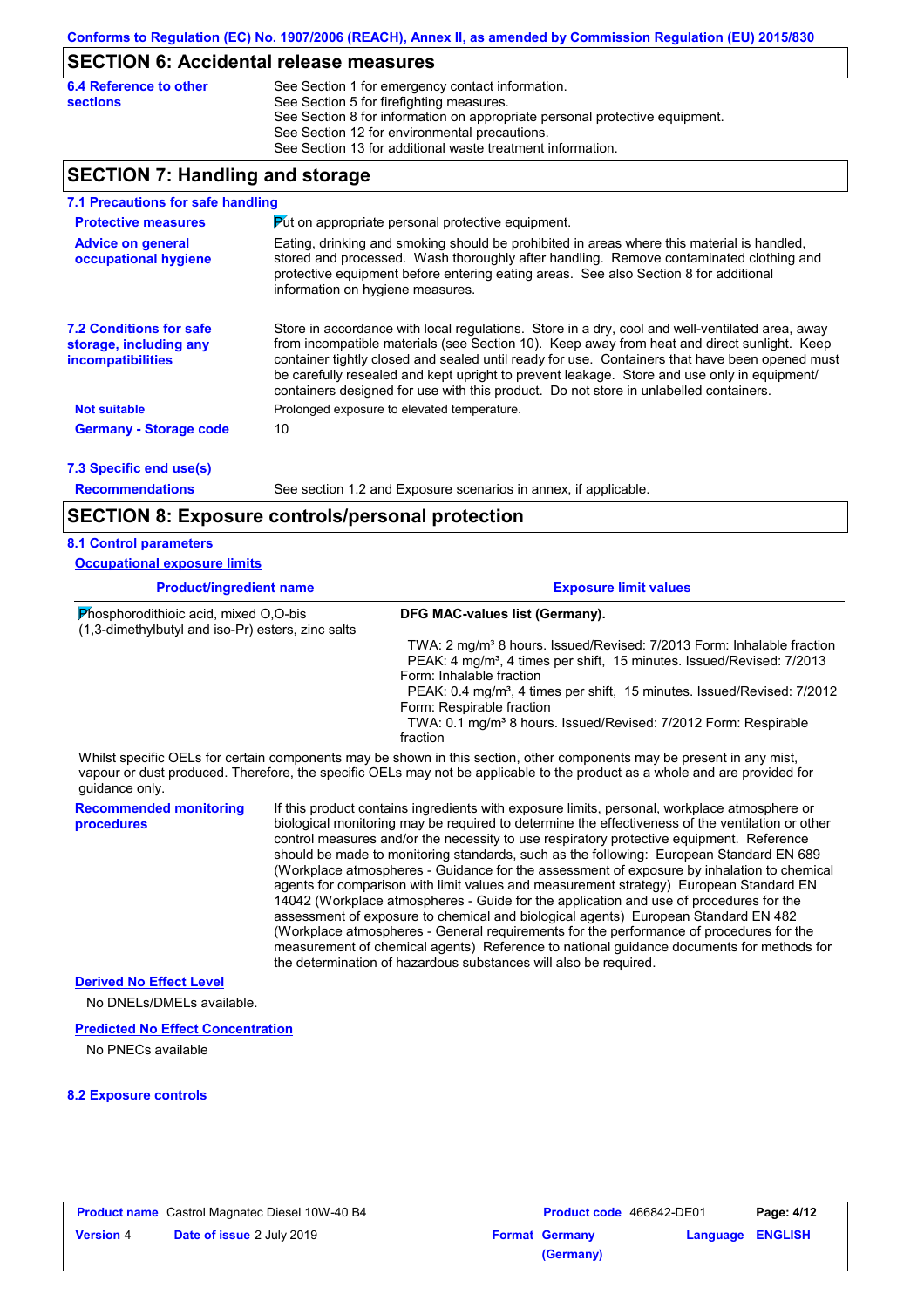## SECTION 6: Accidental release measures

**6.4 Reference to other sections**

See Section 1 for emergency contact information.
See Section 5 for firefighting measures.
See Section 8 for information on appropriate personal protective equipment.
See Section 12 for environmental precautions.
See Section 13 for additional waste treatment information.

## SECTION 7: Handling and storage

### 7.1 Precautions for safe handling

**Protective measures**

Put on appropriate personal protective equipment.

**Advice on general occupational hygiene**

Eating, drinking and smoking should be prohibited in areas where this material is handled, stored and processed. Wash thoroughly after handling. Remove contaminated clothing and protective equipment before entering eating areas. See also Section 8 for additional information on hygiene measures.

### 7.2 Conditions for safe storage, including any incompatibilities

Store in accordance with local regulations. Store in a dry, cool and well-ventilated area, away from incompatible materials (see Section 10). Keep away from heat and direct sunlight. Keep container tightly closed and sealed until ready for use. Containers that have been opened must be carefully resealed and kept upright to prevent leakage. Store and use only in equipment/ containers designed for use with this product. Do not store in unlabelled containers.

**Not suitable**

Prolonged exposure to elevated temperature.

**Germany - Storage code**

10

### 7.3 Specific end use(s)

**Recommendations**

See section 1.2 and Exposure scenarios in annex, if applicable.

## SECTION 8: Exposure controls/personal protection

### 8.1 Control parameters

**Occupational exposure limits**

| Product/ingredient name | Exposure limit values |
|---|---|
| Phosphorodithioic acid, mixed O,O-bis (1,3-dimethylbutyl and iso-Pr) esters, zinc salts | **DFG MAC-values list (Germany).**<br>TWA: 2 mg/m³ 8 hours. Issued/Revised: 7/2013 Form: Inhalable fraction<br>PEAK: 4 mg/m³, 4 times per shift, 15 minutes. Issued/Revised: 7/2013 Form: Inhalable fraction<br>PEAK: 0.4 mg/m³, 4 times per shift, 15 minutes. Issued/Revised: 7/2012 Form: Respirable fraction<br>TWA: 0.1 mg/m³ 8 hours. Issued/Revised: 7/2012 Form: Respirable fraction |

Whilst specific OELs for certain components may be shown in this section, other components may be present in any mist, vapour or dust produced. Therefore, the specific OELs may not be applicable to the product as a whole and are provided for guidance only.

**Recommended monitoring procedures**

If this product contains ingredients with exposure limits, personal, workplace atmosphere or biological monitoring may be required to determine the effectiveness of the ventilation or other control measures and/or the necessity to use respiratory protective equipment. Reference should be made to monitoring standards, such as the following: European Standard EN 689 (Workplace atmospheres - Guidance for the assessment of exposure by inhalation to chemical agents for comparison with limit values and measurement strategy) European Standard EN 14042 (Workplace atmospheres - Guide for the application and use of procedures for the assessment of exposure to chemical and biological agents) European Standard EN 482 (Workplace atmospheres - General requirements for the performance of procedures for the measurement of chemical agents) Reference to national guidance documents for methods for the determination of hazardous substances will also be required.

**Derived No Effect Level**

No DNELs/DMELs available.

**Predicted No Effect Concentration**

No PNECs available

### 8.2 Exposure controls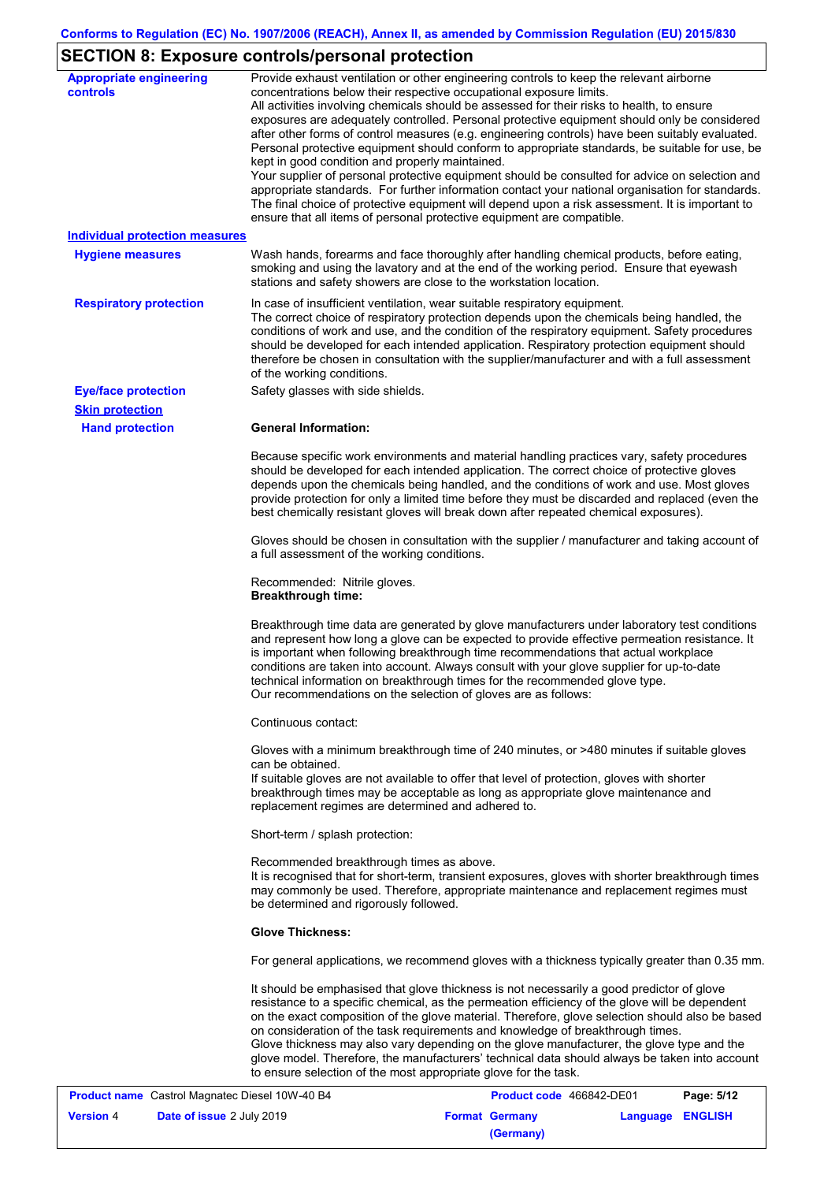## SECTION 8: Exposure controls/personal protection

**Appropriate engineering controls**

Provide exhaust ventilation or other engineering controls to keep the relevant airborne concentrations below their respective occupational exposure limits.
All activities involving chemicals should be assessed for their risks to health, to ensure exposures are adequately controlled. Personal protective equipment should only be considered after other forms of control measures (e.g. engineering controls) have been suitably evaluated. Personal protective equipment should conform to appropriate standards, be suitable for use, be kept in good condition and properly maintained.
Your supplier of personal protective equipment should be consulted for advice on selection and appropriate standards. For further information contact your national organisation for standards. The final choice of protective equipment will depend upon a risk assessment. It is important to ensure that all items of personal protective equipment are compatible.

**Individual protection measures**

**Hygiene measures**

Wash hands, forearms and face thoroughly after handling chemical products, before eating, smoking and using the lavatory and at the end of the working period. Ensure that eyewash stations and safety showers are close to the workstation location.

**Respiratory protection**

In case of insufficient ventilation, wear suitable respiratory equipment.
The correct choice of respiratory protection depends upon the chemicals being handled, the conditions of work and use, and the condition of the respiratory equipment. Safety procedures should be developed for each intended application. Respiratory protection equipment should therefore be chosen in consultation with the supplier/manufacturer and with a full assessment of the working conditions.

**Eye/face protection**

Safety glasses with side shields.

**Skin protection**

**Hand protection**

**General Information:**

Because specific work environments and material handling practices vary, safety procedures should be developed for each intended application. The correct choice of protective gloves depends upon the chemicals being handled, and the conditions of work and use. Most gloves provide protection for only a limited time before they must be discarded and replaced (even the best chemically resistant gloves will break down after repeated chemical exposures).

Gloves should be chosen in consultation with the supplier / manufacturer and taking account of a full assessment of the working conditions.

Recommended: Nitrile gloves.
**Breakthrough time:**

Breakthrough time data are generated by glove manufacturers under laboratory test conditions and represent how long a glove can be expected to provide effective permeation resistance. It is important when following breakthrough time recommendations that actual workplace conditions are taken into account. Always consult with your glove supplier for up-to-date technical information on breakthrough times for the recommended glove type.
Our recommendations on the selection of gloves are as follows:

Continuous contact:

Gloves with a minimum breakthrough time of 240 minutes, or >480 minutes if suitable gloves can be obtained.
If suitable gloves are not available to offer that level of protection, gloves with shorter breakthrough times may be acceptable as long as appropriate glove maintenance and replacement regimes are determined and adhered to.

Short-term / splash protection:

Recommended breakthrough times as above.
It is recognised that for short-term, transient exposures, gloves with shorter breakthrough times may commonly be used. Therefore, appropriate maintenance and replacement regimes must be determined and rigorously followed.

**Glove Thickness:**

For general applications, we recommend gloves with a thickness typically greater than 0.35 mm.

It should be emphasised that glove thickness is not necessarily a good predictor of glove resistance to a specific chemical, as the permeation efficiency of the glove will be dependent on the exact composition of the glove material. Therefore, glove selection should also be based on consideration of the task requirements and knowledge of breakthrough times.
Glove thickness may also vary depending on the glove manufacturer, the glove type and the glove model. Therefore, the manufacturers' technical data should always be taken into account to ensure selection of the most appropriate glove for the task.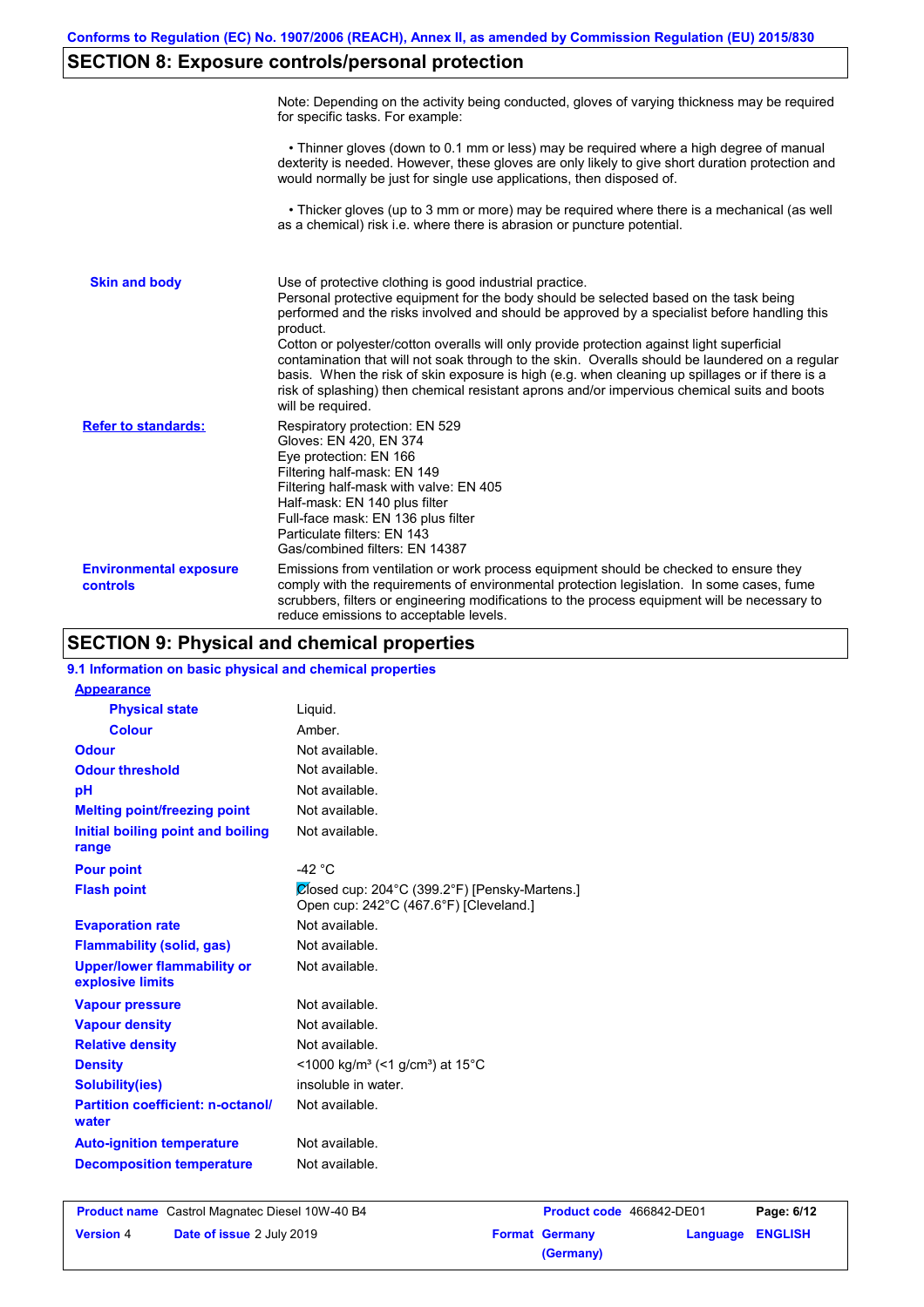Note: Depending on the activity being conducted, gloves of varying thickness may be required for specific tasks. For example:

• Thinner gloves (down to 0.1 mm or less) may be required where a high degree of manual dexterity is needed. However, these gloves are only likely to give short duration protection and would normally be just for single use applications, then disposed of.

• Thicker gloves (up to 3 mm or more) may be required where there is a mechanical (as well as a chemical) risk i.e. where there is abrasion or puncture potential.

| | |
|---|---|
| **Skin and body** | Use of protective clothing is good industrial practice.<br>Personal protective equipment for the body should be selected based on the task being performed and the risks involved and should be approved by a specialist before handling this product.<br>Cotton or polyester/cotton overalls will only provide protection against light superficial contamination that will not soak through to the skin. Overalls should be laundered on a regular basis. When the risk of skin exposure is high (e.g. when cleaning up spillages or if there is a risk of splashing) then chemical resistant aprons and/or impervious chemical suits and boots will be required. |
| **Refer to standards:** | Respiratory protection: EN 529<br>Gloves: EN 420, EN 374<br>Eye protection: EN 166<br>Filtering half-mask: EN 149<br>Filtering half-mask with valve: EN 405<br>Half-mask: EN 140 plus filter<br>Full-face mask: EN 136 plus filter<br>Particulate filters: EN 143<br>Gas/combined filters: EN 14387 |
| **Environmental exposure controls** | Emissions from ventilation or work process equipment should be checked to ensure they comply with the requirements of environmental protection legislation. In some cases, fume scrubbers, filters or engineering modifications to the process equipment will be necessary to reduce emissions to acceptable levels. |

## SECTION 9: Physical and chemical properties

### 9.1 Information on basic physical and chemical properties

| | |
|---|---|
| **Appearance** | |
| **Physical state** | Liquid. |
| **Colour** | Amber. |
| **Odour** | Not available. |
| **Odour threshold** | Not available. |
| **pH** | Not available. |
| **Melting point/freezing point** | Not available. |
| **Initial boiling point and boiling range** | Not available. |
| **Pour point** | -42 °C |
| **Flash point** | Closed cup: 204°C (399.2°F) [Pensky-Martens.]<br>Open cup: 242°C (467.6°F) [Cleveland.] |
| **Evaporation rate** | Not available. |
| **Flammability (solid, gas)** | Not available. |
| **Upper/lower flammability or explosive limits** | Not available. |
| **Vapour pressure** | Not available. |
| **Vapour density** | Not available. |
| **Relative density** | Not available. |
| **Density** | <1000 kg/m³ (<1 g/cm³) at 15°C |
| **Solubility(ies)** | insoluble in water. |
| **Partition coefficient: n-octanol/water** | Not available. |
| **Auto-ignition temperature** | Not available. |
| **Decomposition temperature** | Not available. |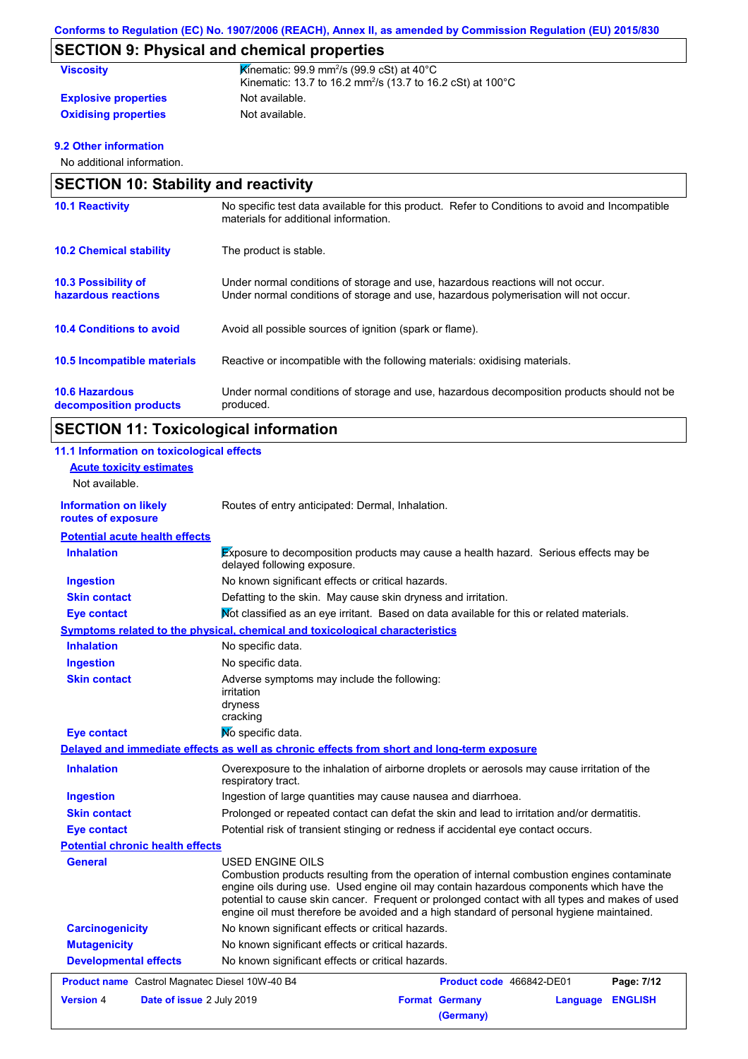## SECTION 9: Physical and chemical properties

| | |
|---|---|
| **Viscosity** | Kinematic: 99.9 $mm^2/s$ (99.9 cSt) at 40°C<br>Kinematic: 13.7 to 16.2 $mm^2/s$ (13.7 to 16.2 cSt) at 100°C |
| **Explosive properties** | Not available. |
| **Oxidising properties** | Not available. |

**9.2 Other information**

No additional information.

## SECTION 10: Stability and reactivity

| | |
|---|---|
| **10.1 Reactivity** | No specific test data available for this product. Refer to Conditions to avoid and Incompatible materials for additional information. |
| **10.2 Chemical stability** | The product is stable. |
| **10.3 Possibility of hazardous reactions** | Under normal conditions of storage and use, hazardous reactions will not occur.<br>Under normal conditions of storage and use, hazardous polymerisation will not occur. |
| **10.4 Conditions to avoid** | Avoid all possible sources of ignition (spark or flame). |
| **10.5 Incompatible materials** | Reactive or incompatible with the following materials: oxidising materials. |
| **10.6 Hazardous decomposition products** | Under normal conditions of storage and use, hazardous decomposition products should not be produced. |

## SECTION 11: Toxicological information

**11.1 Information on toxicological effects**

**Acute toxicity estimates**

Not available.

| | |
|---|---|
| **Information on likely routes of exposure** | Routes of entry anticipated: Dermal, Inhalation. |

**Potential acute health effects**

| | |
|---|---|
| **Inhalation** | Exposure to decomposition products may cause a health hazard. Serious effects may be delayed following exposure. |
| **Ingestion** | No known significant effects or critical hazards. |
| **Skin contact** | Defatting to the skin. May cause skin dryness and irritation. |
| **Eye contact** | Not classified as an eye irritant. Based on data available for this or related materials. |

**Symptoms related to the physical, chemical and toxicological characteristics**

| | |
|---|---|
| **Inhalation** | No specific data. |
| **Ingestion** | No specific data. |
| **Skin contact** | Adverse symptoms may include the following:<br>irritation<br>dryness<br>cracking |
| **Eye contact** | No specific data. |

**Delayed and immediate effects as well as chronic effects from short and long-term exposure**

| | |
|---|---|
| **Inhalation** | Overexposure to the inhalation of airborne droplets or aerosols may cause irritation of the respiratory tract. |
| **Ingestion** | Ingestion of large quantities may cause nausea and diarrhoea. |
| **Skin contact** | Prolonged or repeated contact can defat the skin and lead to irritation and/or dermatitis. |
| **Eye contact** | Potential risk of transient stinging or redness if accidental eye contact occurs. |

**Potential chronic health effects**

| | |
|---|---|
| **General** | USED ENGINE OILS<br>Combustion products resulting from the operation of internal combustion engines contaminate engine oils during use. Used engine oil may contain hazardous components which have the potential to cause skin cancer. Frequent or prolonged contact with all types and makes of used engine oil must therefore be avoided and a high standard of personal hygiene maintained. |
| **Carcinogenicity** | No known significant effects or critical hazards. |
| **Mutagenicity** | No known significant effects or critical hazards. |
| **Developmental effects** | No known significant effects or critical hazards. |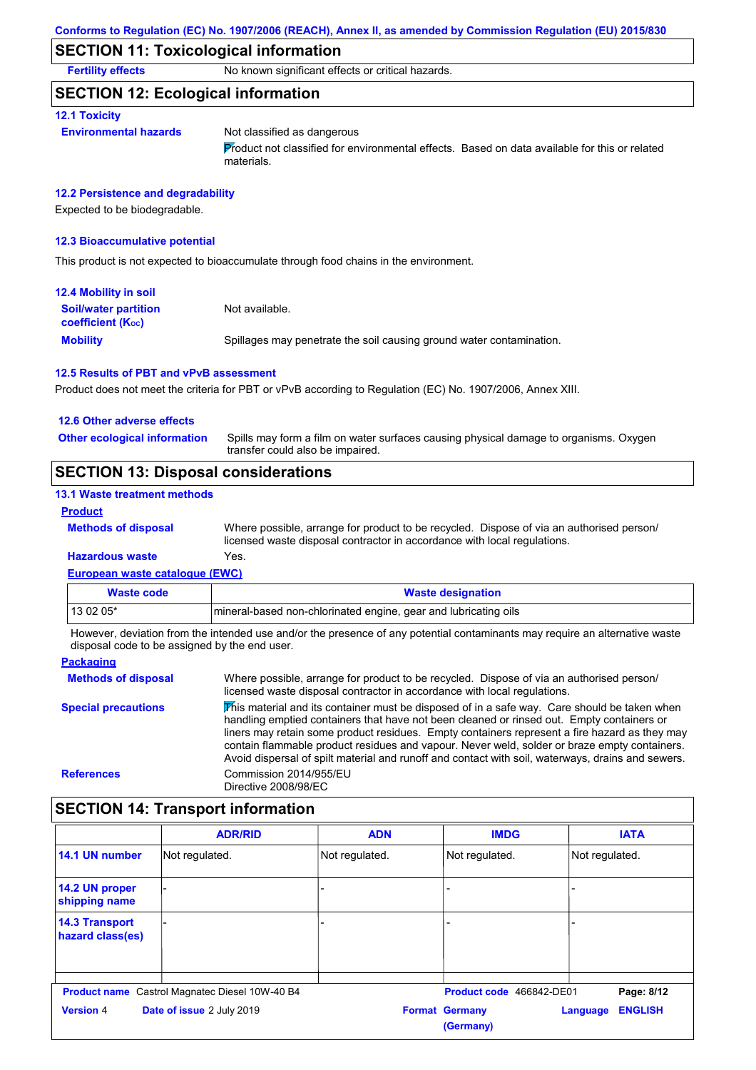Conforms to Regulation (EC) No. 1907/2006 (REACH), Annex II, as amended by Commission Regulation (EU) 2015/830

## SECTION 11: Toxicological information

**Fertility effects** No known significant effects or critical hazards.

## SECTION 12: Ecological information

### 12.1 Toxicity

**Environmental hazards** Not classified as dangerous

Product not classified for environmental effects. Based on data available for this or related materials.

### 12.2 Persistence and degradability

Expected to be biodegradable.

### 12.3 Bioaccumulative potential

This product is not expected to bioaccumulate through food chains in the environment.

### 12.4 Mobility in soil

**Soil/water partition coefficient ($K_{OC}$)** Not available.

**Mobility** Spillages may penetrate the soil causing ground water contamination.

### 12.5 Results of PBT and vPvB assessment

Product does not meet the criteria for PBT or vPvB according to Regulation (EC) No. 1907/2006, Annex XIII.

### 12.6 Other adverse effects

**Other ecological information** Spills may form a film on water surfaces causing physical damage to organisms. Oxygen transfer could also be impaired.

## SECTION 13: Disposal considerations

### 13.1 Waste treatment methods

**Product**

**Methods of disposal** Where possible, arrange for product to be recycled. Dispose of via an authorised person/ licensed waste disposal contractor in accordance with local regulations.

**Hazardous waste** Yes.

**European waste catalogue (EWC)**

| Waste code | Waste designation |
|---|---|
| 13 02 05* | mineral-based non-chlorinated engine, gear and lubricating oils |

However, deviation from the intended use and/or the presence of any potential contaminants may require an alternative waste disposal code to be assigned by the end user.

**Packaging**

**Methods of disposal** Where possible, arrange for product to be recycled. Dispose of via an authorised person/ licensed waste disposal contractor in accordance with local regulations.

**Special precautions** This material and its container must be disposed of in a safe way. Care should be taken when handling emptied containers that have not been cleaned or rinsed out. Empty containers or liners may retain some product residues. Empty containers represent a fire hazard as they may contain flammable product residues and vapour. Never weld, solder or braze empty containers. Avoid dispersal of spilt material and runoff and contact with soil, waterways, drains and sewers.

**References** Commission 2014/955/EU
Directive 2008/98/EC

## SECTION 14: Transport information

| | ADR/RID | ADN | IMDG | IATA |
|---|---|---|---|---|
| **14.1 UN number** | Not regulated. | Not regulated. | Not regulated. | Not regulated. |
| **14.2 UN proper shipping name** | - | - | - | - |
| **14.3 Transport hazard class(es)** | - | - | - | - |

**Product name** Castrol Magnatec Diesel 10W-40 B4 | **Product code** 466842-DE01 | **Version** 4 | **Date of issue** 2 July 2019 | **Format** Germany (Germany) | **Language** ENGLISH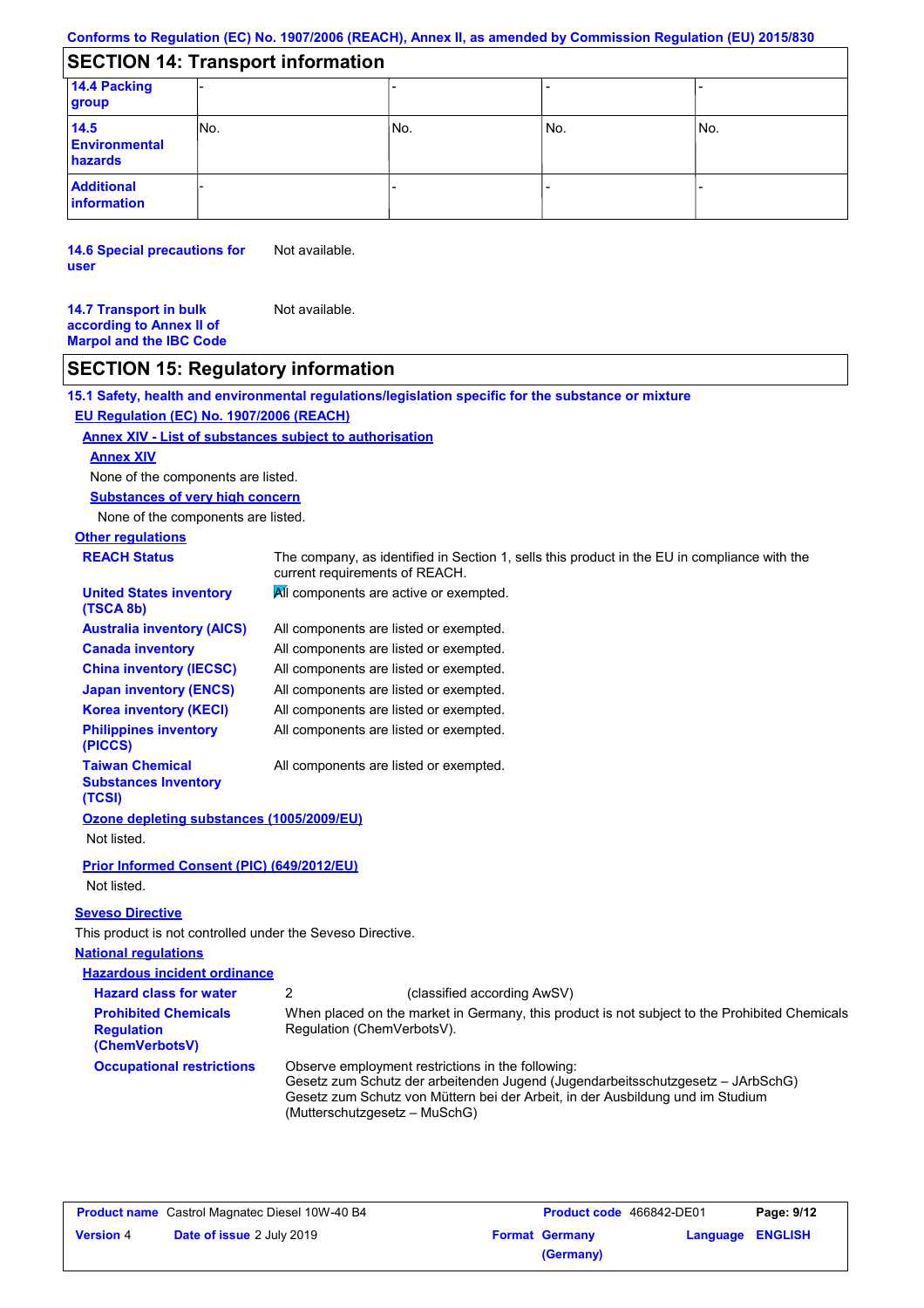Conforms to Regulation (EC) No. 1907/2006 (REACH), Annex II, as amended by Commission Regulation (EU) 2015/830

## SECTION 14: Transport information

| | | | | |
|---|---|---|---|---|
| **14.4 Packing group** | - | - | - | - |
| **14.5 Environmental hazards** | No. | No. | No. | No. |
| **Additional information** | - | - | - | - |

**14.6 Special precautions for user** Not available.

**14.7 Transport in bulk according to Annex II of Marpol and the IBC Code** Not available.

## SECTION 15: Regulatory information

**15.1 Safety, health and environmental regulations/legislation specific for the substance or mixture**

**EU Regulation (EC) No. 1907/2006 (REACH)**

**Annex XIV - List of substances subject to authorisation**

**Annex XIV**

None of the components are listed.

**Substances of very high concern**

None of the components are listed.

**Other regulations**

| | |
|---|---|
| **REACH Status** | The company, as identified in Section 1, sells this product in the EU in compliance with the current requirements of REACH. |
| **United States inventory (TSCA 8b)** | All components are active or exempted. |
| **Australia inventory (AICS)** | All components are listed or exempted. |
| **Canada inventory** | All components are listed or exempted. |
| **China inventory (IECSC)** | All components are listed or exempted. |
| **Japan inventory (ENCS)** | All components are listed or exempted. |
| **Korea inventory (KECI)** | All components are listed or exempted. |
| **Philippines inventory (PICCS)** | All components are listed or exempted. |
| **Taiwan Chemical Substances Inventory (TCSI)** | All components are listed or exempted. |

**Ozone depleting substances (1005/2009/EU)**

Not listed.

**Prior Informed Consent (PIC) (649/2012/EU)**

Not listed.

**Seveso Directive**

This product is not controlled under the Seveso Directive.

**National regulations**

**Hazardous incident ordinance**

| | |
|---|---|
| **Hazard class for water** | 2 (classified according AwSV) |
| **Prohibited Chemicals Regulation (ChemVerbotsV)** | When placed on the market in Germany, this product is not subject to the Prohibited Chemicals Regulation (ChemVerbotsV). |
| **Occupational restrictions** | Observe employment restrictions in the following:<br>Gesetz zum Schutz der arbeitenden Jugend (Jugendarbeitsschutzgesetz – JArbSchG)<br>Gesetz zum Schutz von Müttern bei der Arbeit, in der Ausbildung und im Studium (Mutterschutzgesetz – MuSchG) |

| | | | | | |
|---|---|---|---|---|---|
| **Product name** | Castrol Magnatec Diesel 10W-40 B4 | **Product code** | 466842-DE01 | **Page: 9/12** | |
| **Version** 4 | **Date of issue** 2 July 2019 | **Format** | **Germany (Germany)** | **Language** | **ENGLISH** |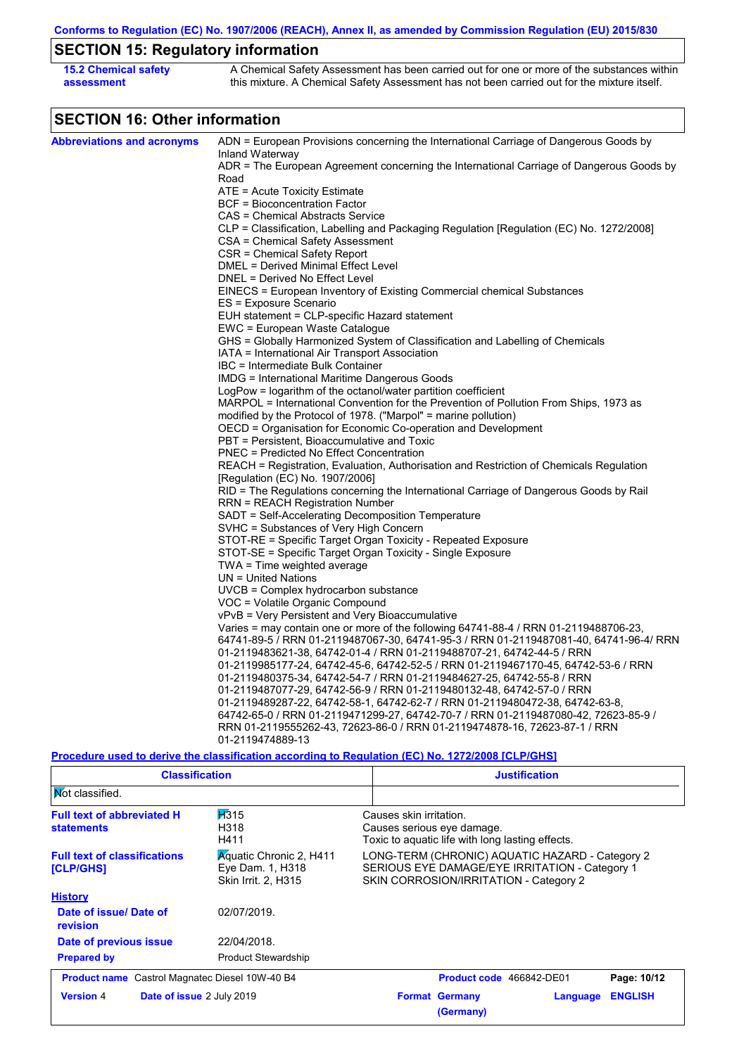## SECTION 15: Regulatory information

**15.2 Chemical safety assessment**

A Chemical Safety Assessment has been carried out for one or more of the substances within this mixture. A Chemical Safety Assessment has not been carried out for the mixture itself.

## SECTION 16: Other information

**Abbreviations and acronyms**

ADN = European Provisions concerning the International Carriage of Dangerous Goods by Inland Waterway
ADR = The European Agreement concerning the International Carriage of Dangerous Goods by Road
ATE = Acute Toxicity Estimate
BCF = Bioconcentration Factor
CAS = Chemical Abstracts Service
CLP = Classification, Labelling and Packaging Regulation [Regulation (EC) No. 1272/2008]
CSA = Chemical Safety Assessment
CSR = Chemical Safety Report
DMEL = Derived Minimal Effect Level
DNEL = Derived No Effect Level
EINECS = European Inventory of Existing Commercial chemical Substances
ES = Exposure Scenario
EUH statement = CLP-specific Hazard statement
EWC = European Waste Catalogue
GHS = Globally Harmonized System of Classification and Labelling of Chemicals
IATA = International Air Transport Association
IBC = Intermediate Bulk Container
IMDG = International Maritime Dangerous Goods
LogPow = logarithm of the octanol/water partition coefficient
MARPOL = International Convention for the Prevention of Pollution From Ships, 1973 as modified by the Protocol of 1978. ("Marpol" = marine pollution)
OECD = Organisation for Economic Co-operation and Development
PBT = Persistent, Bioaccumulative and Toxic
PNEC = Predicted No Effect Concentration
REACH = Registration, Evaluation, Authorisation and Restriction of Chemicals Regulation [Regulation (EC) No. 1907/2006]
RID = The Regulations concerning the International Carriage of Dangerous Goods by Rail
RRN = REACH Registration Number
SADT = Self-Accelerating Decomposition Temperature
SVHC = Substances of Very High Concern
STOT-RE = Specific Target Organ Toxicity - Repeated Exposure
STOT-SE = Specific Target Organ Toxicity - Single Exposure
TWA = Time weighted average
UN = United Nations
UVCB = Complex hydrocarbon substance
VOC = Volatile Organic Compound
vPvB = Very Persistent and Very Bioaccumulative
Varies = may contain one or more of the following 64741-88-4 / RRN 01-2119488706-23, 64741-89-5 / RRN 01-2119487067-30, 64741-95-3 / RRN 01-2119487081-40, 64741-96-4/ RRN 01-2119483621-38, 64742-01-4 / RRN 01-2119488707-21, 64742-44-5 / RRN 01-2119985177-24, 64742-45-6, 64742-52-5 / RRN 01-2119467170-45, 64742-53-6 / RRN 01-2119480375-34, 64742-54-7 / RRN 01-2119484627-25, 64742-55-8 / RRN 01-2119487077-29, 64742-56-9 / RRN 01-2119480132-48, 64742-57-0 / RRN 01-2119489287-22, 64742-58-1, 64742-62-7 / RRN 01-2119480472-38, 64742-63-8, 64742-65-0 / RRN 01-2119471299-27, 64742-70-7 / RRN 01-2119487080-42, 72623-85-9 / RRN 01-2119555262-43, 72623-86-0 / RRN 01-2119474878-16, 72623-87-1 / RRN 01-2119474889-13

**Procedure used to derive the classification according to Regulation (EC) No. 1272/2008 [CLP/GHS]**

| Classification | Justification |
|---|---|
| Not classified. | |

**Full text of abbreviated H statements**

| | |
|---|---|
| H315 | Causes skin irritation. |
| H318 | Causes serious eye damage. |
| H411 | Toxic to aquatic life with long lasting effects. |

**Full text of classifications [CLP/GHS]**

| | |
|---|---|
| Aquatic Chronic 2, H411 | LONG-TERM (CHRONIC) AQUATIC HAZARD - Category 2 |
| Eye Dam. 1, H318 | SERIOUS EYE DAMAGE/EYE IRRITATION - Category 1 |
| Skin Irrit. 2, H315 | SKIN CORROSION/IRRITATION - Category 2 |

**History**

**Date of issue/ Date of revision**: 02/07/2019.

**Date of previous issue**: 22/04/2018.

**Prepared by**: Product Stewardship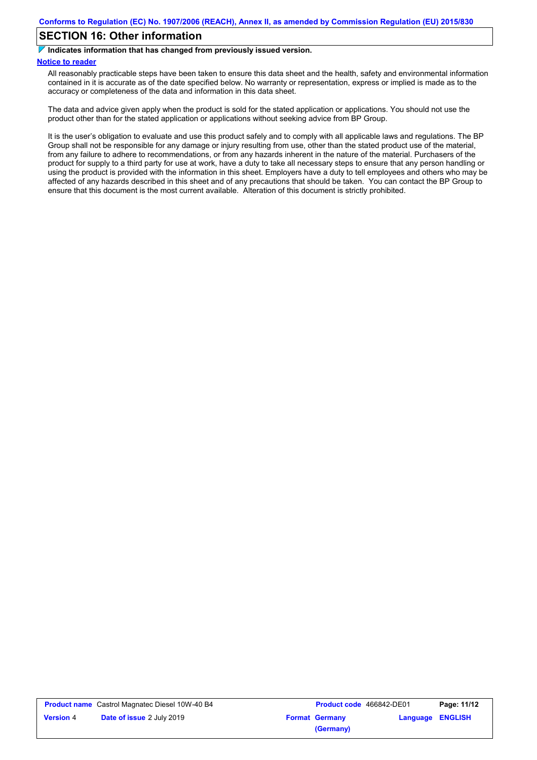## SECTION 16: Other information

**Indicates information that has changed from previously issued version.**

**Notice to reader**

All reasonably practicable steps have been taken to ensure this data sheet and the health, safety and environmental information contained in it is accurate as of the date specified below. No warranty or representation, express or implied is made as to the accuracy or completeness of the data and information in this data sheet.

The data and advice given apply when the product is sold for the stated application or applications. You should not use the product other than for the stated application or applications without seeking advice from BP Group.

It is the user's obligation to evaluate and use this product safely and to comply with all applicable laws and regulations. The BP Group shall not be responsible for any damage or injury resulting from use, other than the stated product use of the material, from any failure to adhere to recommendations, or from any hazards inherent in the nature of the material. Purchasers of the product for supply to a third party for use at work, have a duty to take all necessary steps to ensure that any person handling or using the product is provided with the information in this sheet. Employers have a duty to tell employees and others who may be affected of any hazards described in this sheet and of any precautions that should be taken. You can contact the BP Group to ensure that this document is the most current available. Alteration of this document is strictly prohibited.